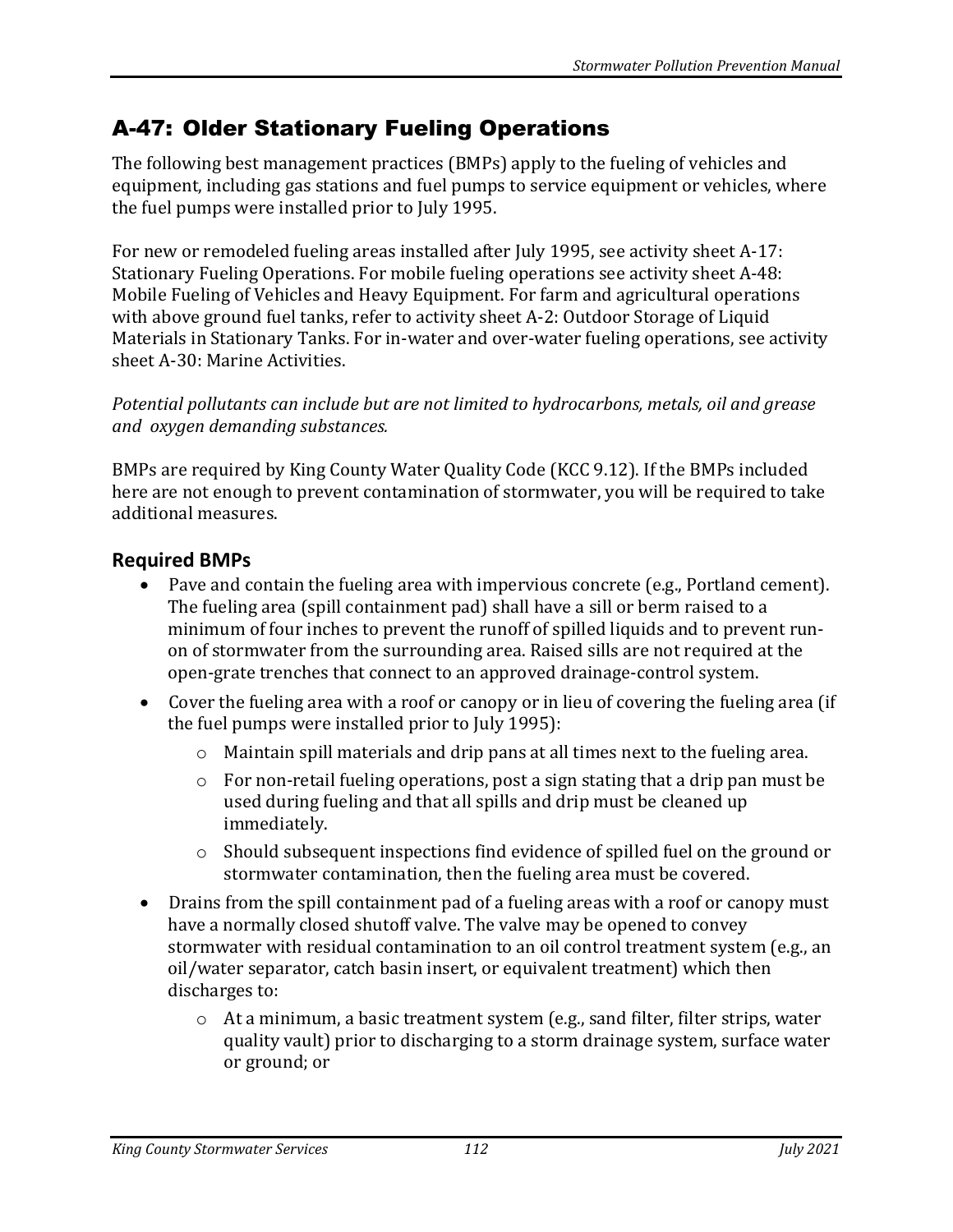## A-47: Older Stationary Fueling Operations

The following best management practices (BMPs) apply to the fueling of vehicles and equipment, including gas stations and fuel pumps to service equipment or vehicles, where the fuel pumps were installed prior to July 1995.

For new or remodeled fueling areas installed after July 1995, see activity sheet A-17: Stationary Fueling Operations. For mobile fueling operations see activity sheet A-48: Mobile Fueling of Vehicles and Heavy Equipment. For farm and agricultural operations with above ground fuel tanks, refer to activity sheet A-2: Outdoor Storage of Liquid Materials in Stationary Tanks. For in-water and over-water fueling operations, see activity sheet A-30: Marine Activities.

*Potential pollutants can include but are not limited to hydrocarbons, metals, oil and grease and oxygen demanding substances.*

BMPs are required by King County Water Quality Code (KCC 9.12). If the BMPs included here are not enough to prevent contamination of stormwater, you will be required to take additional measures.

### Required BMPs

- Pave and contain the fueling area with impervious concrete (e.g., Portland cement). The fueling area (spill containment pad) shall have a sill or berm raised to a minimum of four inches to prevent the runoff of spilled liquids and to prevent run-on of stormwater from the surrounding area. Raised sills are not required at the open-grate trenches that connect to an approved drainage-control system.
- Cover the fueling area with a roof or canopy or in lieu of covering the fueling area (if the fuel pumps were installed prior to July 1995):
  - Maintain spill materials and drip pans at all times next to the fueling area.
  - For non-retail fueling operations, post a sign stating that a drip pan must be used during fueling and that all spills and drip must be cleaned up immediately.
  - Should subsequent inspections find evidence of spilled fuel on the ground or stormwater contamination, then the fueling area must be covered.
- Drains from the spill containment pad of a fueling areas with a roof or canopy must have a normally closed shutoff valve. The valve may be opened to convey stormwater with residual contamination to an oil control treatment system (e.g., an oil/water separator, catch basin insert, or equivalent treatment) which then discharges to:
  - At a minimum, a basic treatment system (e.g., sand filter, filter strips, water quality vault) prior to discharging to a storm drainage system, surface water or ground; or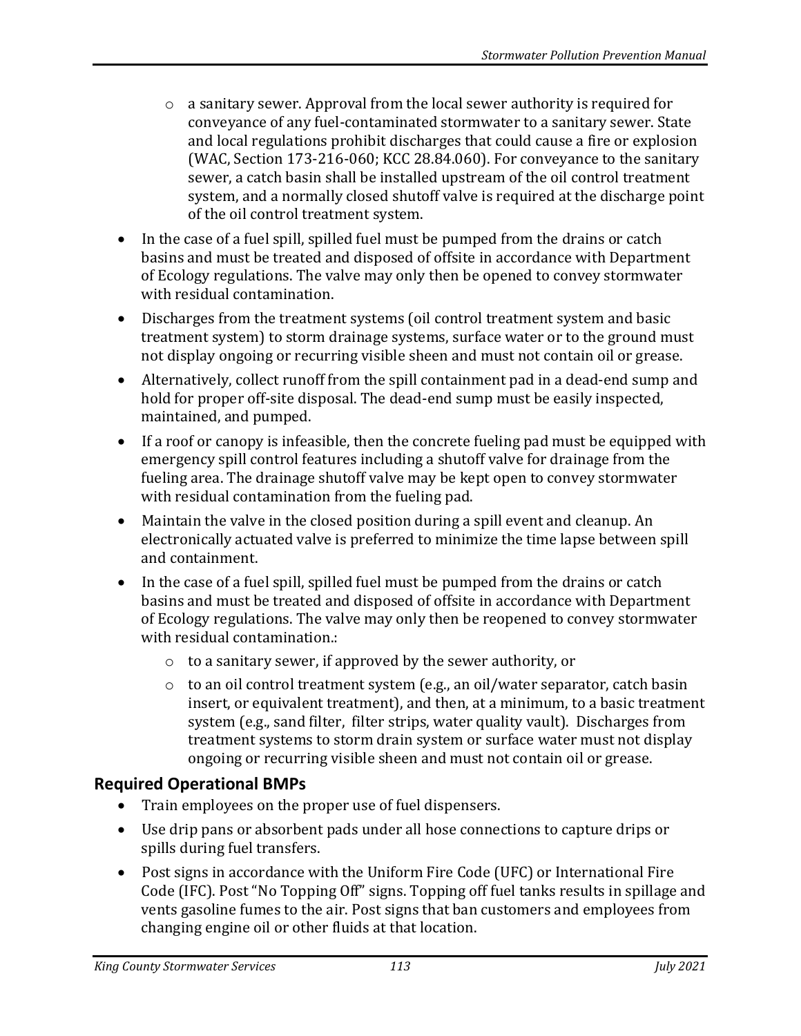- a sanitary sewer. Approval from the local sewer authority is required for conveyance of any fuel-contaminated stormwater to a sanitary sewer. State and local regulations prohibit discharges that could cause a fire or explosion (WAC, Section 173-216-060; KCC 28.84.060). For conveyance to the sanitary sewer, a catch basin shall be installed upstream of the oil control treatment system, and a normally closed shutoff valve is required at the discharge point of the oil control treatment system.
- In the case of a fuel spill, spilled fuel must be pumped from the drains or catch basins and must be treated and disposed of offsite in accordance with Department of Ecology regulations. The valve may only then be opened to convey stormwater with residual contamination.
- Discharges from the treatment systems (oil control treatment system and basic treatment system) to storm drainage systems, surface water or to the ground must not display ongoing or recurring visible sheen and must not contain oil or grease.
- Alternatively, collect runoff from the spill containment pad in a dead-end sump and hold for proper off-site disposal. The dead-end sump must be easily inspected, maintained, and pumped.
- If a roof or canopy is infeasible, then the concrete fueling pad must be equipped with emergency spill control features including a shutoff valve for drainage from the fueling area. The drainage shutoff valve may be kept open to convey stormwater with residual contamination from the fueling pad.
- Maintain the valve in the closed position during a spill event and cleanup. An electronically actuated valve is preferred to minimize the time lapse between spill and containment.
- In the case of a fuel spill, spilled fuel must be pumped from the drains or catch basins and must be treated and disposed of offsite in accordance with Department of Ecology regulations. The valve may only then be reopened to convey stormwater with residual contamination.:
    - to a sanitary sewer, if approved by the sewer authority, or
    - to an oil control treatment system (e.g., an oil/water separator, catch basin insert, or equivalent treatment), and then, at a minimum, to a basic treatment system (e.g., sand filter, filter strips, water quality vault). Discharges from treatment systems to storm drain system or surface water must not display ongoing or recurring visible sheen and must not contain oil or grease.

## Required Operational BMPs

- Train employees on the proper use of fuel dispensers.
- Use drip pans or absorbent pads under all hose connections to capture drips or spills during fuel transfers.
- Post signs in accordance with the Uniform Fire Code (UFC) or International Fire Code (IFC). Post "No Topping Off" signs. Topping off fuel tanks results in spillage and vents gasoline fumes to the air. Post signs that ban customers and employees from changing engine oil or other fluids at that location.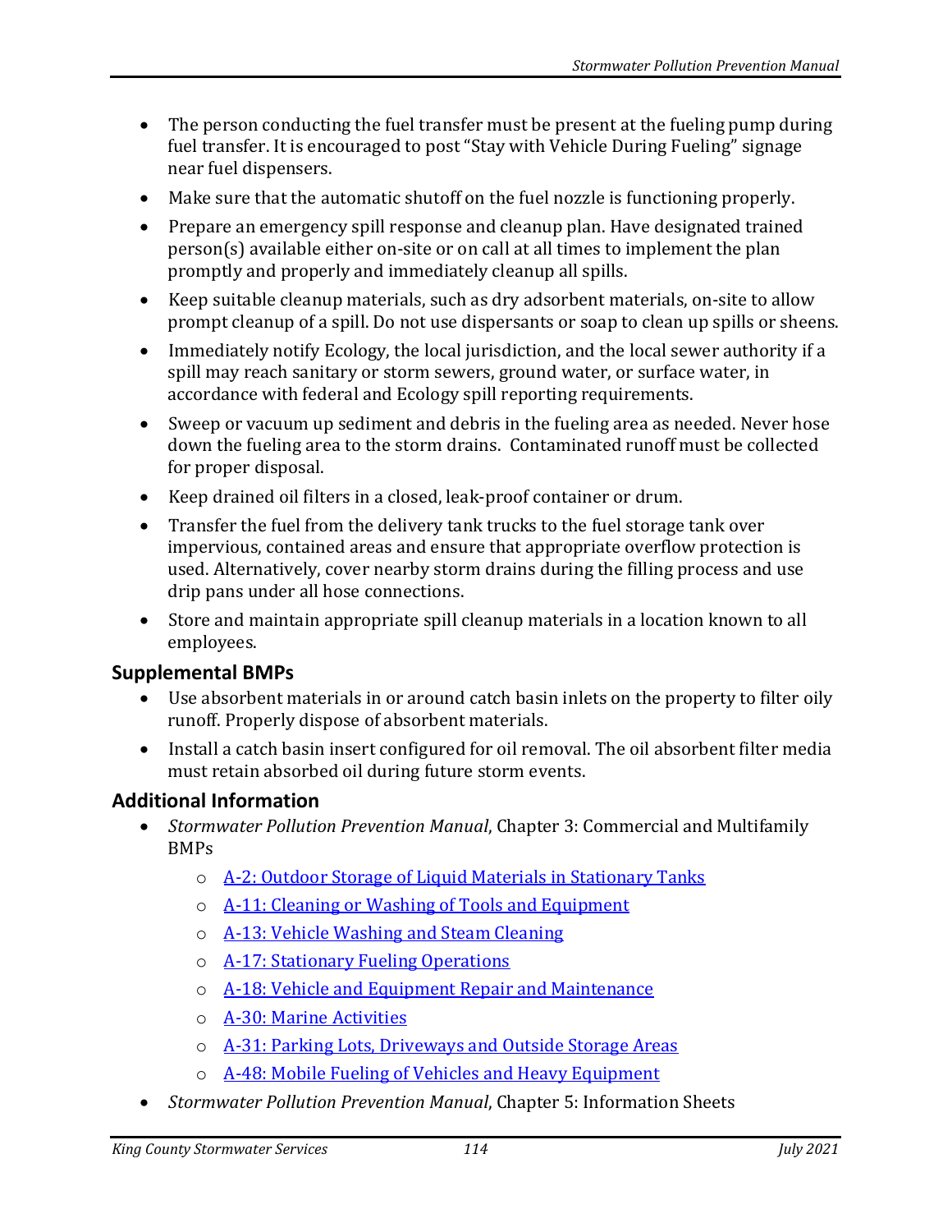- The person conducting the fuel transfer must be present at the fueling pump during fuel transfer. It is encouraged to post "Stay with Vehicle During Fueling" signage near fuel dispensers.
- Make sure that the automatic shutoff on the fuel nozzle is functioning properly.
- Prepare an emergency spill response and cleanup plan. Have designated trained person(s) available either on-site or on call at all times to implement the plan promptly and properly and immediately cleanup all spills.
- Keep suitable cleanup materials, such as dry adsorbent materials, on-site to allow prompt cleanup of a spill. Do not use dispersants or soap to clean up spills or sheens.
- Immediately notify Ecology, the local jurisdiction, and the local sewer authority if a spill may reach sanitary or storm sewers, ground water, or surface water, in accordance with federal and Ecology spill reporting requirements.
- Sweep or vacuum up sediment and debris in the fueling area as needed. Never hose down the fueling area to the storm drains. Contaminated runoff must be collected for proper disposal.
- Keep drained oil filters in a closed, leak-proof container or drum.
- Transfer the fuel from the delivery tank trucks to the fuel storage tank over impervious, contained areas and ensure that appropriate overflow protection is used. Alternatively, cover nearby storm drains during the filling process and use drip pans under all hose connections.
- Store and maintain appropriate spill cleanup materials in a location known to all employees.

## Supplemental BMPs

- Use absorbent materials in or around catch basin inlets on the property to filter oily runoff. Properly dispose of absorbent materials.
- Install a catch basin insert configured for oil removal. The oil absorbent filter media must retain absorbed oil during future storm events.

## Additional Information

- *Stormwater Pollution Prevention Manual*, Chapter 3: Commercial and Multifamily BMPs
  - A-2: Outdoor Storage of Liquid Materials in Stationary Tanks
  - A-11: Cleaning or Washing of Tools and Equipment
  - A-13: Vehicle Washing and Steam Cleaning
  - A-17: Stationary Fueling Operations
  - A-18: Vehicle and Equipment Repair and Maintenance
  - A-30: Marine Activities
  - A-31: Parking Lots, Driveways and Outside Storage Areas
  - A-48: Mobile Fueling of Vehicles and Heavy Equipment
- *Stormwater Pollution Prevention Manual*, Chapter 5: Information Sheets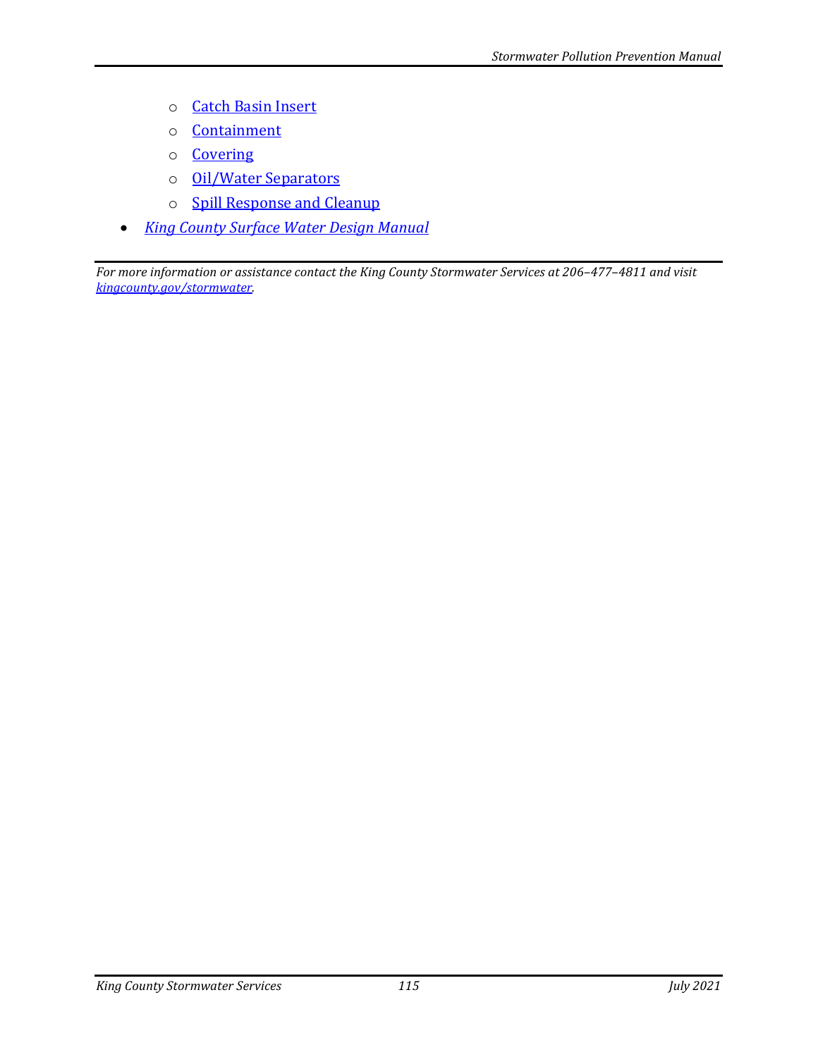- Catch Basin Insert
    - Containment
    - Covering
    - Oil/Water Separators
    - Spill Response and Cleanup
- *King County Surface Water Design Manual*

---

*For more information or assistance contact the King County Stormwater Services at 206–477–4811 and visit kingcounty.gov/stormwater.*